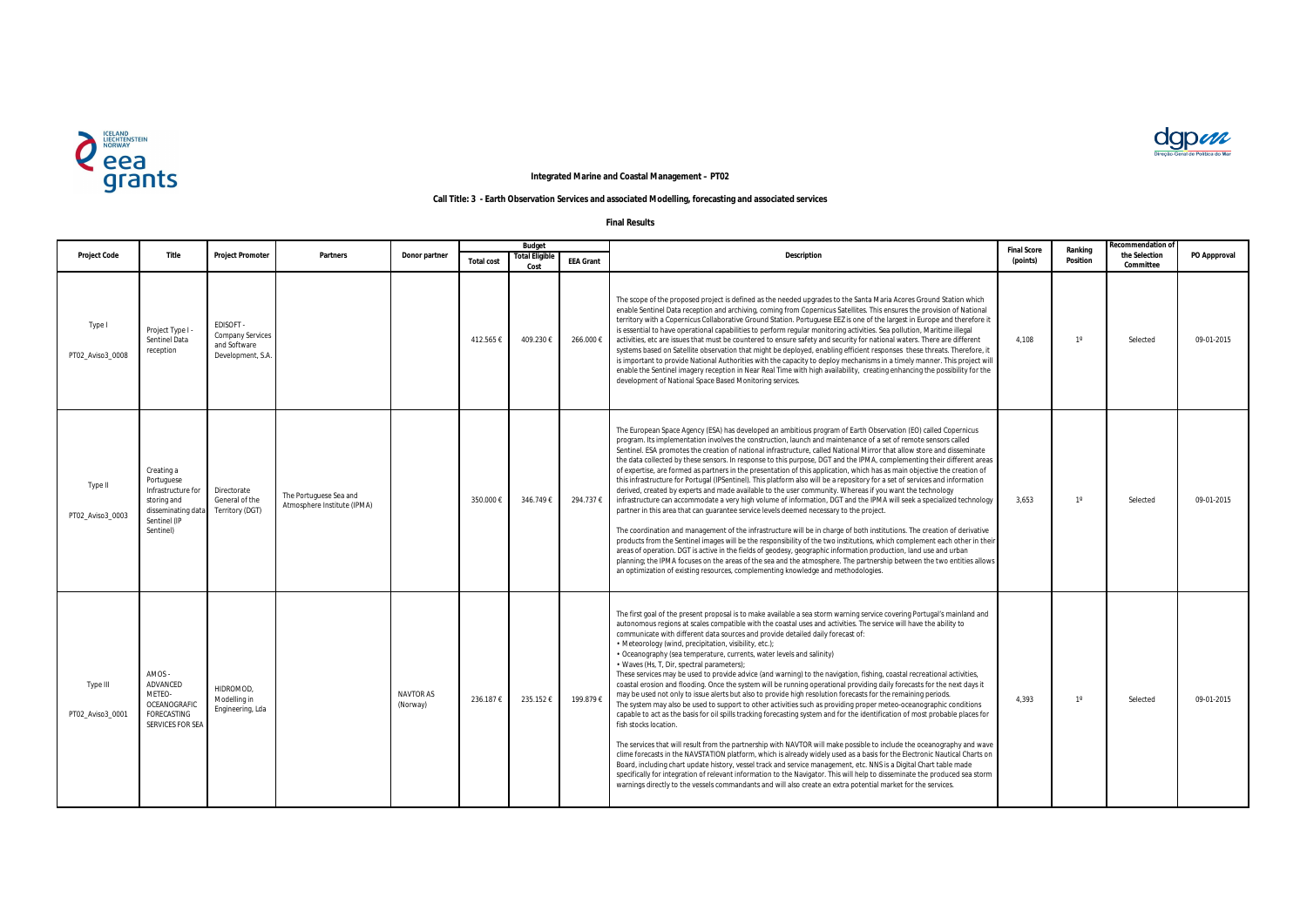**Integrated Marine and Coastal Management – PT02**

**Call Title: 3 - Earth Observation Services and associated Modelling, forecasting and associated services**

**Final Results**

| Project Code | Title | Project Promoter | Partners | Donor partner | Budget | | | Description | Final Score (points) | Ranking Position | Recommendation of the Selection Committee | PO Appproval |
|---|---|---|---|---|---|---|---|---|---|---|---|---|
| | | | | | Total cost | Total Eligible Cost | EEA Grant | | | | | |
| Type I PT02_Aviso3_0008 | Project Type I - Sentinel Data reception | EDISOFT - Company Services and Software Development, S.A. | | | 412.565 € | 409.230 € | 266.000 € | The scope of the proposed project is defined as the needed upgrades to the Santa Maria Acores Ground Station which enable Sentinel Data reception and archiving, coming from Copernicus Satellites. This ensures the provision of National territory with a Copernicus Collaborative Ground Station. Portuguese EEZ is one of the largest in Europe and therefore it is essential to have operational capabilities to perform regular monitoring activities. Sea pollution, Maritime illegal activities, etc are issues that must be countered to ensure safety and security for national waters. There are different systems based on Satellite observation that might be deployed, enabling efficient responses these threats. Therefore, it is important to provide National Authorities with the capacity to deploy mechanisms in a timely manner. This project will enable the Sentinel imagery reception in Near Real Time with high availability, creating enhancing the possibility for the development of National Space Based Monitoring services. | 4,108 | 1º | Selected | 09-01-2015 |
| Type II PT02_Aviso3_0003 | Creating a Portuguese Infrastructure for storing and disseminating data Sentinel (IP Sentinel) | Directorate General of the Territory (DGT) | The Portuguese Sea and Atmosphere Institute (IPMA) | | 350.000 € | 346.749 € | 294.737 € | The European Space Agency (ESA) has developed an ambitious program of Earth Observation (EO) called Copernicus program. Its implementation involves the construction, launch and maintenance of a set of remote sensors called Sentinel. ESA promotes the creation of national infrastructure, called National Mirror that allow store and disseminate the data collected by these sensors. In response to this purpose, DGT and the IPMA, complementing their different areas of expertise, are formed as partners in the presentation of this application, which has as main objective the creation of this infrastructure for Portugal (IPSentinel). This platform also will be a repository for a set of services and information derived, created by experts and made available to the user community. Whereas if you want the technology infrastructure can accommodate a very high volume of information, DGT and the IPMA will seek a specialized technology partner in this area that can guarantee service levels deemed necessary to the project.<br><br>The coordination and management of the infrastructure will be in charge of both institutions. The creation of derivative products from the Sentinel images will be the responsibility of the two institutions, which complement each other in their areas of operation. DGT is active in the fields of geodesy, geographic information production, land use and urban planning; the IPMA focuses on the areas of the sea and the atmosphere. The partnership between the two entities allows an optimization of existing resources, complementing knowledge and methodologies. | 3,653 | 1º | Selected | 09-01-2015 |
| Type III PT02_Aviso3_0001 | AMOS - ADVANCED METEO-OCEANOGRAFIC FORECASTING SERVICES FOR SEA | HIDROMOD, Modelling in Engineering, Lda | | NAVTOR AS (Norway) | 236.187 € | 235.152 € | 199.879 € | The first goal of the present proposal is to make available a sea storm warning service covering Portugal's mainland and autonomous regions at scales compatible with the coastal uses and activities. The service will have the ability to communicate with different data sources and provide detailed daily forecast of:<br>• Meteorology (wind, precipitation, visibility, etc.);<br>• Oceanography (sea temperature, currents, water levels and salinity)<br>• Waves (Hs, T, Dir, spectral parameters);<br>These services may be used to provide advice (and warning) to the navigation, fishing, coastal recreational activities, coastal erosion and flooding. Once the system will be running operational providing daily forecasts for the next days it may be used not only to issue alerts but also to provide high resolution forecasts for the remaining periods.<br>The system may also be used to support to other activities such as providing proper meteo-oceanographic conditions capable to act as the basis for oil spills tracking forecasting system and for the identification of most probable places for fish stocks location.<br><br>The services that will result from the partnership with NAVTOR will make possible to include the oceanography and wave clime forecasts in the NAVSTATION platform, which is already widely used as a basis for the Electronic Nautical Charts on Board, including chart update history, vessel track and service management, etc. NNS is a Digital Chart table made specifically for integration of relevant information to the Navigator. This will help to disseminate the produced sea storm warnings directly to the vessels commandants and will also create an extra potential market for the services. | 4,393 | 1º | Selected | 09-01-2015 |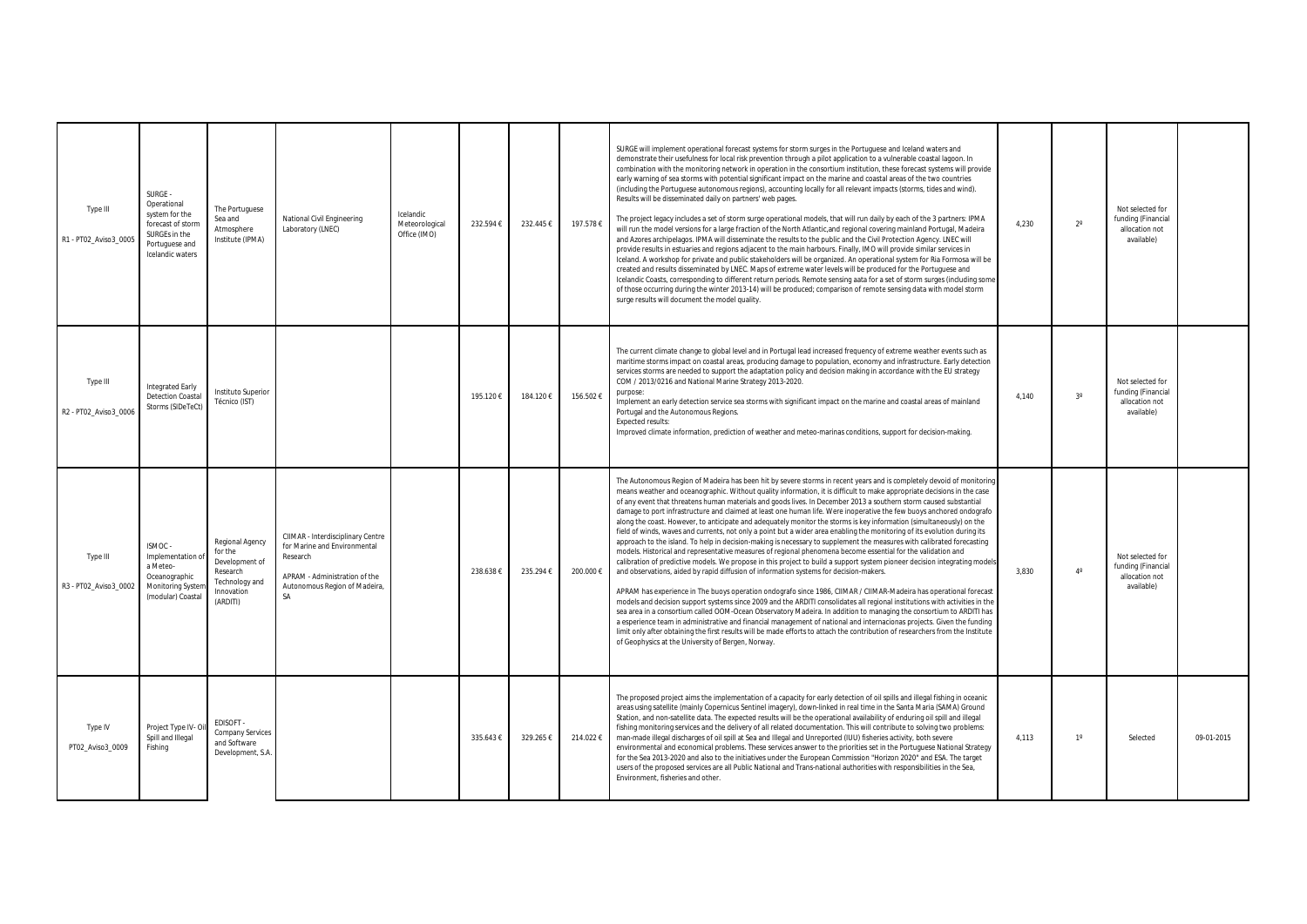| | | | | | | | | | | | | |
|---|---|---|---|---|---|---|---|---|---|---|---|---|
| Type III<br><br>R1 - PT02_Aviso3_0005 | SURGE - Operational system for the forecast of storm SURGEs in the Portuguese and Icelandic waters | The Portuguese Sea and Atmosphere Institute (IPMA) | National Civil Engineering Laboratory (LNEC) | Icelandic Meteorological Office (IMO) | 232.594 € | 232.445 € | 197.578 € | SURGE will implement operational forecast systems for storm surges in the Portuguese and Iceland waters and demonstrate their usefulness for local risk prevention through a pilot application to a vulnerable coastal lagoon. In combination with the monitoring network in operation in the consortium institution, these forecast systems will provide early warning of sea storms with potential significant impact on the marine and coastal areas of the two countries (including the Portuguese autonomous regions), accounting locally for all relevant impacts (storms, tides and wind). Results will be disseminated daily on partners' web pages.<br><br>The project legacy includes a set of storm surge operational models, that will run daily by each of the 3 partners: IPMA will run the model versions for a large fraction of the North Atlantic,and regional covering mainland Portugal, Madeira and Azores archipelagos. IPMA will disseminate the results to the public and the Civil Protection Agency. LNEC will provide results in estuaries and regions adjacent to the main harbours. Finally, IMO will provide similar services in Iceland. A workshop for private and public stakeholders will be organized. An operational system for Ria Formosa will be created and results disseminated by LNEC. Maps of extreme water levels will be produced for the Portuguese and Icelandic Coasts, corresponding to different return periods. Remote sensing aata for a set of storm surges (including some of those occurring during the winter 2013-14) will be produced; comparison of remote sensing data with model storm surge results will document the model quality. | 4,230 | 2º | Not selected for funding (Financial allocation not available) | |
| Type III<br><br>R2 - PT02_Aviso3_0006 | Integrated Early Detection Coastal Storms (SIDeTeCt) | Instituto Superior Técnico (IST) | | | 195.120 € | 184.120 € | 156.502 € | The current climate change to global level and in Portugal lead increased frequency of extreme weather events such as maritime storms impact on coastal areas, producing damage to population, economy and infrastructure. Early detection services storms are needed to support the adaptation policy and decision making in accordance with the EU strategy COM / 2013/0216 and National Marine Strategy 2013-2020.<br>purpose:<br>Implement an early detection service sea storms with significant impact on the marine and coastal areas of mainland Portugal and the Autonomous Regions.<br>Expected results:<br>Improved climate information, prediction of weather and meteo-marinas conditions, support for decision-making. | 4,140 | 3º | Not selected for funding (Financial allocation not available) | |
| Type III<br><br>R3 - PT02_Aviso3_0002 | ISMOC - Implementation of a Meteo-Oceanographic Monitoring System (modular) Coastal | Regional Agency for the Development of Research Technology and Innovation (ARDITI) | CIIMAR - Interdisciplinary Centre for Marine and Environmental Research<br><br>APRAM - Administration of the Autonomous Region of Madeira, SA | | 238.638 € | 235.294 € | 200.000 € | The Autonomous Region of Madeira has been hit by severe storms in recent years and is completely devoid of monitoring means weather and oceanographic. Without quality information, it is difficult to make appropriate decisions in the case of any event that threatens human materials and goods lives. In December 2013 a southern storm caused substantial damage to port infrastructure and claimed at least one human life. Were inoperative the few buoys anchored ondografo along the coast. However, to anticipate and adequately monitor the storms is key information (simultaneously) on the field of winds, waves and currents, not only a point but a wider area enabling the monitoring of its evolution during its approach to the island. To help in decision-making is necessary to supplement the measures with calibrated forecasting models. Historical and representative measures of regional phenomena become essential for the validation and calibration of predictive models. We propose in this project to build a support system pioneer decision integrating models and observations, aided by rapid diffusion of information systems for decision-makers.<br><br>APRAM has experience in The buoys operation ondografo since 1986, CIIMAR / CIIMAR-Madeira has operational forecast models and decision support systems since 2009 and the ARDITI consolidates all regional institutions with activities in the sea area in a consortium called OOM-Ocean Observatory Madeira. In addition to managing the consortium to ARDITI has a esperience team in administrative and financial management of national and internacionas projects. Given the funding limit only after obtaining the first results will be made efforts to attach the contribution of researchers from the Institute of Geophysics at the University of Bergen, Norway. | 3,830 | 4º | Not selected for funding (Financial allocation not available) | |
| Type IV<br><br>PT02_Aviso3_0009 | Project Type IV- Oil Spill and Illegal Fishing | EDISOFT - Company Services and Software Development, S.A. | | | 335.643 € | 329.265 € | 214.022 € | The proposed project aims the implementation of a capacity for early detection of oil spills and illegal fishing in oceanic areas using satellite (mainly Copernicus Sentinel imagery), down-linked in real time in the Santa Maria (SAMA) Ground Station, and non-satellite data. The expected results will be the operational availability of enduring oil spill and illegal fishing monitoring services and the delivery of all related documentation. This will contribute to solving two problems: man-made illegal discharges of oil spill at Sea and Illegal and Unreported (IUU) fisheries activity, both severe environmental and economical problems. These services answer to the priorities set in the Portuguese National Strategy for the Sea 2013-2020 and also to the initiatives under the European Commission "Horizon 2020" and ESA. The target users of the proposed services are all Public National and Trans-national authorities with responsibilities in the Sea, Environment, fisheries and other. | 4,113 | 1º | Selected | 09-01-2015 |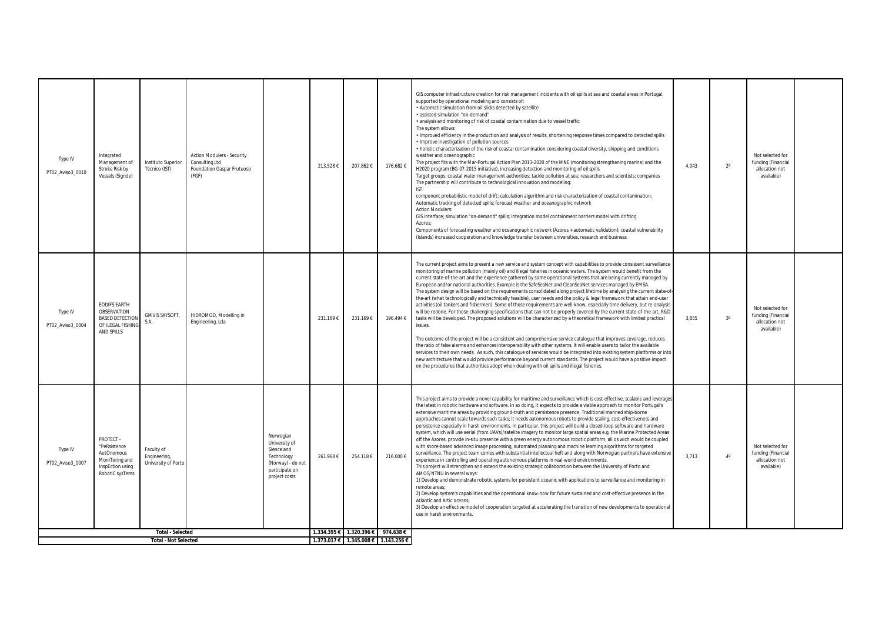| | | | | | | | | | | | | |
|---|---|---|---|---|---|---|---|---|---|---|---|---|
| Type IV<br>PT02_Aviso3_0010 | Integrated Management of Stroke Risk by Vessels (Sigride) | Instituto Superior Técnico (IST) | Action Modulers - Security Consulting Ltd<br>Foundation Gaspar Frutuoso (FGF) | | 213.528 € | 207.862 € | 176.682 € | GIS computer infrastructure creation for risk management incidents with oil spills at sea and coastal areas in Portugal, supported by operational modeling and consists of:<br>• Automatic simulation from oil slicks detected by satellite<br>• assisted simulation "on-demand"<br>• analysis and monitoring of risk of coastal contamination due to vessel traffic<br>The system allows:<br>• Improved efficiency in the production and analysis of results, shortening response times compared to detected spills<br>• Improve investigation of pollution sources<br>• holistic characterization of the risk of coastal contamination considering coastal diversity, shipping and conditions weather and oceanographic<br>The project fits with the Mar-Portugal Action Plan 2013-2020 of the MNE (monitoring strengthening marine) and the H2020 program (BG-07-2015 initiative), increasing detection and monitoring of oil spills<br>Target groups: coastal water management authorities; tackle pollution at sea; researchers and scientists; companies<br>The partnership will contribute to technological innovation and modeling:<br>IST:<br>component probabilistic model of drift; calculation algorithm and risk characterization of coastal contamination; Automatic tracking of detected spills; forecast weather and oceanographic network<br>Action Modulers:<br>GIS interface; simulation "on-demand" spills; integration model containment barriers model with drifting<br>Azores:<br>Components of forecasting weather and oceanographic network (Azores + automatic validation); coastal vulnerability (Islands) increased cooperation and knowledge transfer between universities, research and business | 4,043 | 2º | Not selected for funding (Financial allocation not available) | |
| Type IV<br>PT02_Aviso3_0004 | EODIFS:EARTH OBSERVATION BASED DETECTION OF ILEGAL FISHING AND SPILLS | GMVIS SKYSOFT, S.A. | HIDROMOD, Modelling in Engineering, Lda | | 231.169 € | 231.169 € | 196.494 € | The current project aims to present a new service and system concept with capabilities to provide consistent surveillance monitoring of marine pollution (mainly oil) and illegal fisheries in oceanic waters. The system would benefit from the current state-of-the-art and the experience gathered by some operational systems that are being currently managed by European and/or national authorities. Example is the SafeSeaNet and CleanSeaNet services managed by EMSA.<br>The system design will be based on the requirements consolidated along project lifetime by analysing the current state-of-the-art (what technologically and technically feasible), user needs and the policy & legal framework that attain end-user activities (oil tankers and fishermen). Some of those requirements are well-know, especially time delivery, but re-analysis will be redone. For those challenging specifications that can not be properly covered by the current state-of-the-art, R&D tasks will be developed. The proposed solutions will be characterized by a theoretical framework with limited practical issues.<br>The outcome of the project will be a consistent and comprehensive service catalogue that improves coverage, reduces the ratio of false alarms and enhances interoperability with other systems. It will enable users to tailor the available services to their own needs. As such, this catalogue of services would be integrated into existing system platforms or into new architecture that would provide performance beyond current standards. The project would have a positive impact on the procedures that authorities adopt when dealing with oil spills and illegal fisheries. | 3,855 | 3º | Not selected for funding (Financial allocation not available) | |
| Type IV<br>PT02_Aviso3_0007 | PROTECT - "PeRsistence AutOnomous MoniToring and InspEction using RobotiC sysTems | Faculty of Engineering, University of Porto | | Norwegian University of Sience and Technology (Norway) - do not participate on project costs | 261.968 € | 254.118 € | 216.000 € | This project aims to provide a novel capability for maritime and surveillance which is cost-effective, scalable and leverages the latest in robotic hardware and software. In so doing, it expects to provide a viable approach to monitor Portugal's extensive maritime areas by providing ground-truth and persistence presence. Traditional manned ship-borne approaches cannot scale towards such tasks; it needs autonomous robots to provide scaling, cost-effectiveness and persistence especially in harsh environments. In particular, this project will build a closed-loop software and hardware system, which will use aerial (from UAVs)/satelite imagery to monitor large spatial areas e.g. the Marine Protected Areas off the Azores, provide in-situ presence with a green energy autonomous robotic platform, all os wich would be coupled with shore-based advanced image processing, automated planning and machine learning algorithms for targeted surveillance. The project team comes with substantial intellectual heft and along with Norwegian partners have extensive experience in controlling and operating autonomous platforms in real-world environments.<br>This project will strengthen and extend the existing strategic collaboration between the University of Porto and AMOS/NTNU in several ways:<br>1) Develop and demonstrate robotic systems for persistent oceanic with applications to surveillance and monitoring in remote areas;<br>2) Develop system's capabilities and the operational know-how for future sustained and cost-effective presence in the Atlantic and Artic oceans;<br>3) Develop an effective model of cooperation targeted at accelerating the transition of new developments to operational use in harsh environments. | 3,713 | 4º | Not selected for funding (Financial allocation not available) | |
| | | **Total - Selected** | | | **1.334.395 €** | **1.320.396 €** | **974.638 €** | | | | | |
| | | **Total - Not Selected** | | | **1.373.017 €** | **1.345.008 €** | **1.143.256 €** | | | | | |